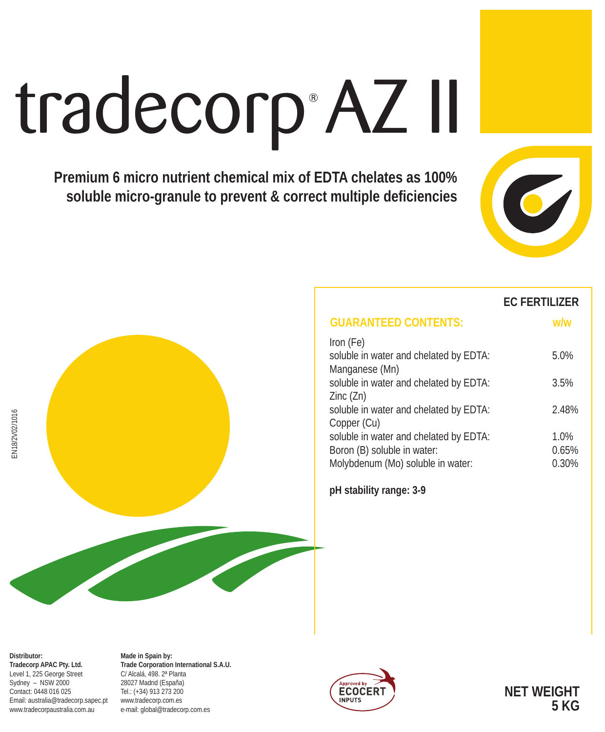# tradecorp® AZ II

**Premium 6 micro nutrient chemical mix of EDTA chelates as 100% soluble micro-granule to prevent & correct multiple deficiencies**

EN18/2V02/1016

**EC FERTILIZER**

| GUARANTEED CONTENTS: | w/w |
|---|---|
| Iron (Fe) | |
| soluble in water and chelated by EDTA: | 5.0% |
| Manganese (Mn) | |
| soluble in water and chelated by EDTA: | 3.5% |
| Zinc (Zn) | |
| soluble in water and chelated by EDTA: | 2.48% |
| Copper (Cu) | |
| soluble in water and chelated by EDTA: | 1.0% |
| Boron (B) soluble in water: | 0.65% |
| Molybdenum (Mo) soluble in water: | 0.30% |

**pH stability range: 3-9**

**Distributor:**
**Tradecorp APAC Pty. Ltd.**
Level 1, 225 George Street
Sydney – NSW 2000
Contact: 0448 016 025
Email: australia@tradecorp.sapec.pt
www.tradecorpaustralia.com.au

**Made in Spain by:**
**Trade Corporation International S.A.U.**
C/ Alcalá, 498. 2ª Planta
28027 Madrid (España)
Tel.: (+34) 913 273 200
www.tradecorp.com.es
e-mail: global@tradecorp.com.es

Approved by ECOCERT INPUTS

**NET WEIGHT**
**5 KG**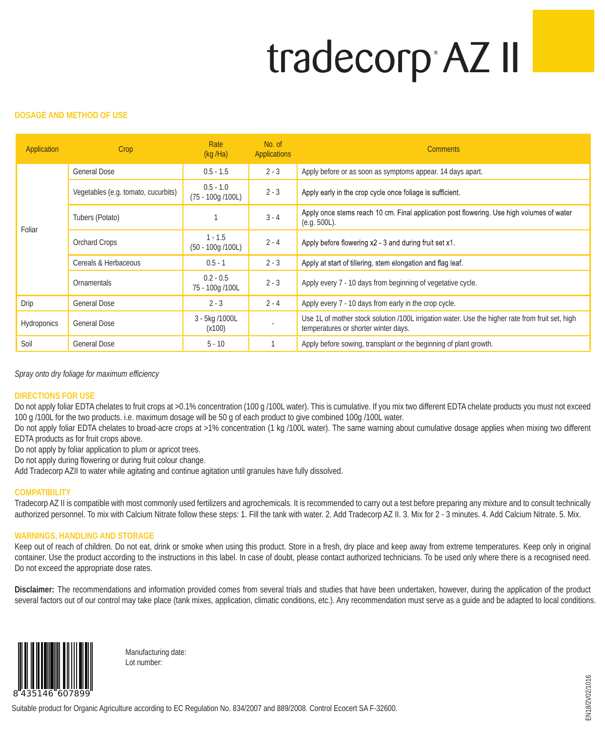# tradecorp® AZ II

## DOSAGE AND METHOD OF USE

| Application | Crop | Rate (kg /Ha) | No. of Applications | Comments |
|---|---|---|---|---|
| Foliar | General Dose | 0.5 - 1.5 | 2 - 3 | Apply before or as soon as symptoms appear. 14 days apart. |
| | Vegetables (e.g. tomato, cucurbits) | 0.5 - 1.0 (75 - 100g /100L) | 2 - 3 | Apply early in the crop cycle once foliage is sufficient. |
| | Tubers (Potato) | 1 | 3 - 4 | Apply once stems reach 10 cm. Final application post flowering. Use high volumes of water (e.g. 500L). |
| | Orchard Crops | 1 - 1.5 (50 - 100g /100L) | 2 - 4 | Apply before flowering x2 - 3 and during fruit set x1. |
| | Cereals & Herbaceous | 0.5 - 1 | 2 - 3 | Apply at start of tillering, stem elongation and flag leaf. |
| | Ornamentals | 0.2 - 0.5 75 - 100g /100L | 2 - 3 | Apply every 7 - 10 days from beginning of vegetative cycle. |
| Drip | General Dose | 2 - 3 | 2 - 4 | Apply every 7 - 10 days from early in the crop cycle. |
| Hydroponics | General Dose | 3 - 5kg /1000L (x100) | - | Use 1L of mother stock solution /100L irrigation water. Use the higher rate from fruit set, high temperatures or shorter winter days. |
| Soil | General Dose | 5 - 10 | 1 | Apply before sowing, transplant or the beginning of plant growth. |

*Spray onto dry foliage for maximum efficiency*

## DIRECTIONS FOR USE

Do not apply foliar EDTA chelates to fruit crops at >0.1% concentration (100 g /100L water). This is cumulative. If you mix two different EDTA chelate products you must not exceed 100 g /100L for the two products. i.e. maximum dosage will be 50 g of each product to give combined 100g /100L water.

Do not apply foliar EDTA chelates to broad-acre crops at >1% concentration (1 kg /100L water). The same warning about cumulative dosage applies when mixing two different EDTA products as for fruit crops above.

Do not apply by foliar application to plum or apricot trees.

Do not apply during flowering or during fruit colour change.

Add Tradecorp AZII to water while agitating and continue agitation until granules have fully dissolved.

## COMPATIBILITY

Tradecorp AZ II is compatible with most commonly used fertilizers and agrochemicals. It is recommended to carry out a test before preparing any mixture and to consult technically authorized personnel. To mix with Calcium Nitrate follow these steps: 1. Fill the tank with water. 2. Add Tradecorp AZ II. 3. Mix for 2 - 3 minutes. 4. Add Calcium Nitrate. 5. Mix.

## WARNINGS, HANDLING AND STORAGE

Keep out of reach of children. Do not eat, drink or smoke when using this product. Store in a fresh, dry place and keep away from extreme temperatures. Keep only in original container. Use the product according to the instructions in this label. In case of doubt, please contact authorized technicians. To be used only where there is a recognised need. Do not exceed the appropriate dose rates.

**Disclaimer:** The recommendations and information provided comes from several trials and studies that have been undertaken, however, during the application of the product several factors out of our control may take place (tank mixes, application, climatic conditions, etc.). Any recommendation must serve as a guide and be adapted to local conditions.

8 435146 607899

Manufacturing date:
Lot number:

Suitable product for Organic Agriculture according to EC Regulation No. 834/2007 and 889/2008. Control Ecocert SA F-32600.

EN18/2V02/1016